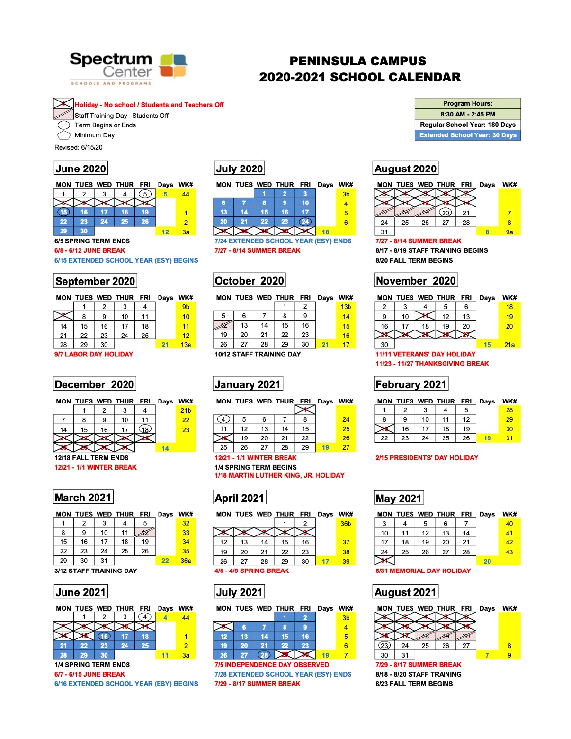# Spectrum Center
SCHOOLS AND PROGRAMS

# PENINSULA CAMPUS
# 2020-2021 SCHOOL CALENDAR

**Legend:**
- Holiday - No school / Students and Teachers Off
- Staff Training Day - Students Off
- Term Begins or Ends
- Minimum Day

Revised: 6/15/20

| Program Hours: |
|---|
| 8:30 AM - 2:45 PM |
| Regular School Year: 180 Days |
| Extended School Year: 30 Days |

## June 2020

| MON | TUES | WED | THUR | FRI | Days | WK# |
|---|---|---|---|---|---|---|
| 1 | 2 | 3 | 4 | 5 | 5 | 44 |
| 8 | 9 | 10 | 11 | 12 | | |
| 15 | 16 | 17 | 18 | 19 | | 1 |
| 22 | 23 | 24 | 25 | 26 | | 2 |
| 29 | 30 | | | | 12 | 3a |

6/5 SPRING TERM ENDS
6/8 - 6/12 JUNE BREAK
6/15 EXTENDED SCHOOL YEAR (ESY) BEGINS

## July 2020

| MON | TUES | WED | THUR | FRI | Days | WK# |
|---|---|---|---|---|---|---|
| | | 1 | 2 | 3 | | 3b |
| 6 | 7 | 8 | 9 | 10 | | 4 |
| 13 | 14 | 15 | 16 | 17 | | 5 |
| 20 | 21 | 22 | 23 | 24 | | 6 |
| 27 | 28 | 29 | 30 | 31 | 18 | |

7/24 EXTENDED SCHOOL YEAR (ESY) ENDS
7/27 - 8/14 SUMMER BREAK

## August 2020

| MON | TUES | WED | THUR | FRI | Days | WK# |
|---|---|---|---|---|---|---|
| 3 | 4 | 5 | 6 | 7 | | |
| 10 | 11 | 12 | 13 | 14 | | |
| 17 | 18 | 19 | 20 | 21 | | 7 |
| 24 | 25 | 26 | 27 | 28 | | 8 |
| 31 | | | | | 8 | 9a |

7/27 - 8/14 SUMMER BREAK
8/17 - 8/19 STAFF TRAINING BEGINS
8/20 FALL TERM BEGINS

## September 2020

| MON | TUES | WED | THUR | FRI | Days | WK# |
|---|---|---|---|---|---|---|
| | 1 | 2 | 3 | 4 | | 9b |
| 7 | 8 | 9 | 10 | 11 | | 10 |
| 14 | 15 | 16 | 17 | 18 | | 11 |
| 21 | 22 | 23 | 24 | 25 | | 12 |
| 28 | 29 | 30 | | | 21 | 13a |

9/7 LABOR DAY HOLIDAY

## October 2020

| MON | TUES | WED | THUR | FRI | Days | WK# |
|---|---|---|---|---|---|---|
| | | | 1 | 2 | | 13b |
| 5 | 6 | 7 | 8 | 9 | | 14 |
| 12 | 13 | 14 | 15 | 16 | | 15 |
| 19 | 20 | 21 | 22 | 23 | | 16 |
| 26 | 27 | 28 | 29 | 30 | 21 | 17 |

10/12 STAFF TRAINING DAY

## November 2020

| MON | TUES | WED | THUR | FRI | Days | WK# |
|---|---|---|---|---|---|---|
| 2 | 3 | 4 | 5 | 6 | | 18 |
| 9 | 10 | 11 | 12 | 13 | | 19 |
| 16 | 17 | 18 | 19 | 20 | | 20 |
| 23 | 24 | 25 | 26 | 27 | | |
| 30 | | | | | 15 | 21a |

11/11 VETERANS' DAY HOLIDAY
11/23 - 11/27 THANKSGIVING BREAK

## December 2020

| MON | TUES | WED | THUR | FRI | Days | WK# |
|---|---|---|---|---|---|---|
| | 1 | 2 | 3 | 4 | | 21b |
| 7 | 8 | 9 | 10 | 11 | | 22 |
| 14 | 15 | 16 | 17 | 18 | | 23 |
| 21 | 22 | 23 | 24 | 25 | | |
| 28 | 29 | 30 | 31 | | 14 | |

12/18 FALL TERM ENDS
12/21 - 1/1 WINTER BREAK

## January 2021

| MON | TUES | WED | THUR | FRI | Days | WK# |
|---|---|---|---|---|---|---|
| | | | | 1 | | |
| 4 | 5 | 6 | 7 | 8 | | 24 |
| 11 | 12 | 13 | 14 | 15 | | 25 |
| 18 | 19 | 20 | 21 | 22 | | 26 |
| 25 | 26 | 27 | 28 | 29 | 19 | 27 |

12/21 - 1/1 WINTER BREAK
1/4 SPRING TERM BEGINS
1/18 MARTIN LUTHER KING, JR. HOLIDAY

## February 2021

| MON | TUES | WED | THUR | FRI | Days | WK# |
|---|---|---|---|---|---|---|
| 1 | 2 | 3 | 4 | 5 | | 28 |
| 8 | 9 | 10 | 11 | 12 | | 29 |
| 15 | 16 | 17 | 18 | 19 | | 30 |
| 22 | 23 | 24 | 25 | 26 | 19 | 31 |

2/15 PRESIDENTS' DAY HOLIDAY

## March 2021

| MON | TUES | WED | THUR | FRI | Days | WK# |
|---|---|---|---|---|---|---|
| 1 | 2 | 3 | 4 | 5 | | 32 |
| 8 | 9 | 10 | 11 | 12 | | 33 |
| 15 | 16 | 17 | 18 | 19 | | 34 |
| 22 | 23 | 24 | 25 | 26 | | 35 |
| 29 | 30 | 31 | | | 22 | 36a |

3/12 STAFF TRAINING DAY

## April 2021

| MON | TUES | WED | THUR | FRI | Days | WK# |
|---|---|---|---|---|---|---|
| | | | 1 | 2 | | 36b |
| 5 | 6 | 7 | 8 | 9 | | |
| 12 | 13 | 14 | 15 | 16 | | 37 |
| 19 | 20 | 21 | 22 | 23 | | 38 |
| 26 | 27 | 28 | 29 | 30 | 17 | 39 |

4/5 - 4/9 SPRING BREAK

## May 2021

| MON | TUES | WED | THUR | FRI | Days | WK# |
|---|---|---|---|---|---|---|
| 3 | 4 | 5 | 6 | 7 | | 40 |
| 10 | 11 | 12 | 13 | 14 | | 41 |
| 17 | 18 | 19 | 20 | 21 | | 42 |
| 24 | 25 | 26 | 27 | 28 | | 43 |
| 31 | | | | | 20 | |

5/31 MEMORIAL DAY HOLIDAY

## June 2021

| MON | TUES | WED | THUR | FRI | Days | WK# |
|---|---|---|---|---|---|---|
| | 1 | 2 | 3 | 4 | 4 | 44 |
| 7 | 8 | 9 | 10 | 11 | | |
| 14 | 15 | 16 | 17 | 18 | | 1 |
| 21 | 22 | 23 | 24 | 25 | | 2 |
| 28 | 29 | 30 | | | 11 | 3a |

1/4 SPRING TERM ENDS
6/7 - 6/15 JUNE BREAK
6/16 EXTENDED SCHOOL YEAR (ESY) BEGINS

## July 2021

| MON | TUES | WED | THUR | FRI | Days | WK# |
|---|---|---|---|---|---|---|
| | | | 1 | 2 | | 3b |
| 5 | 6 | 7 | 8 | 9 | | 4 |
| 12 | 13 | 14 | 15 | 16 | | 5 |
| 19 | 20 | 21 | 22 | 23 | | 6 |
| 26 | 27 | 28 | 29 | 30 | 19 | 7 |

7/5 INDEPENDENCE DAY OBSERVED
7/28 EXTENDED SCHOOL YEAR (ESY) ENDS
7/29 - 8/17 SUMMER BREAK

## August 2021

| MON | TUES | WED | THUR | FRI | Days | WK# |
|---|---|---|---|---|---|---|
| 2 | 3 | 4 | 5 | 6 | | |
| 9 | 10 | 11 | 12 | 13 | | |
| 16 | 17 | 18 | 19 | 20 | | |
| 23 | 24 | 25 | 26 | 27 | | 8 |
| 30 | 31 | | | | 7 | 9 |

7/29 - 8/17 SUMMER BREAK
8/18 - 8/20 STAFF TRAINING
8/23 FALL TERM BEGINS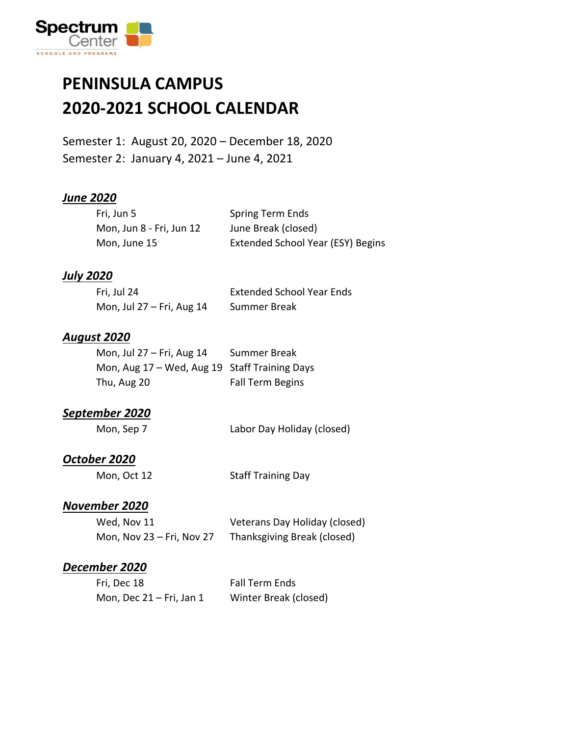Spectrum Center
SCHOOLS AND PROGRAMS

# PENINSULA CAMPUS
# 2020-2021 SCHOOL CALENDAR

Semester 1: August 20, 2020 – December 18, 2020
Semester 2: January 4, 2021 – June 4, 2021

### ***June 2020***

| | |
|---|---|
| Fri, Jun 5 | Spring Term Ends |
| Mon, Jun 8 - Fri, Jun 12 | June Break (closed) |
| Mon, June 15 | Extended School Year (ESY) Begins |

### ***July 2020***

| | |
|---|---|
| Fri, Jul 24 | Extended School Year Ends |
| Mon, Jul 27 – Fri, Aug 14 | Summer Break |

### ***August 2020***

| | |
|---|---|
| Mon, Jul 27 – Fri, Aug 14 | Summer Break |
| Mon, Aug 17 – Wed, Aug 19 | Staff Training Days |
| Thu, Aug 20 | Fall Term Begins |

### ***September 2020***

| | |
|---|---|
| Mon, Sep 7 | Labor Day Holiday (closed) |

### ***October 2020***

| | |
|---|---|
| Mon, Oct 12 | Staff Training Day |

### ***November 2020***

| | |
|---|---|
| Wed, Nov 11 | Veterans Day Holiday (closed) |
| Mon, Nov 23 – Fri, Nov 27 | Thanksgiving Break (closed) |

### ***December 2020***

| | |
|---|---|
| Fri, Dec 18 | Fall Term Ends |
| Mon, Dec 21 – Fri, Jan 1 | Winter Break (closed) |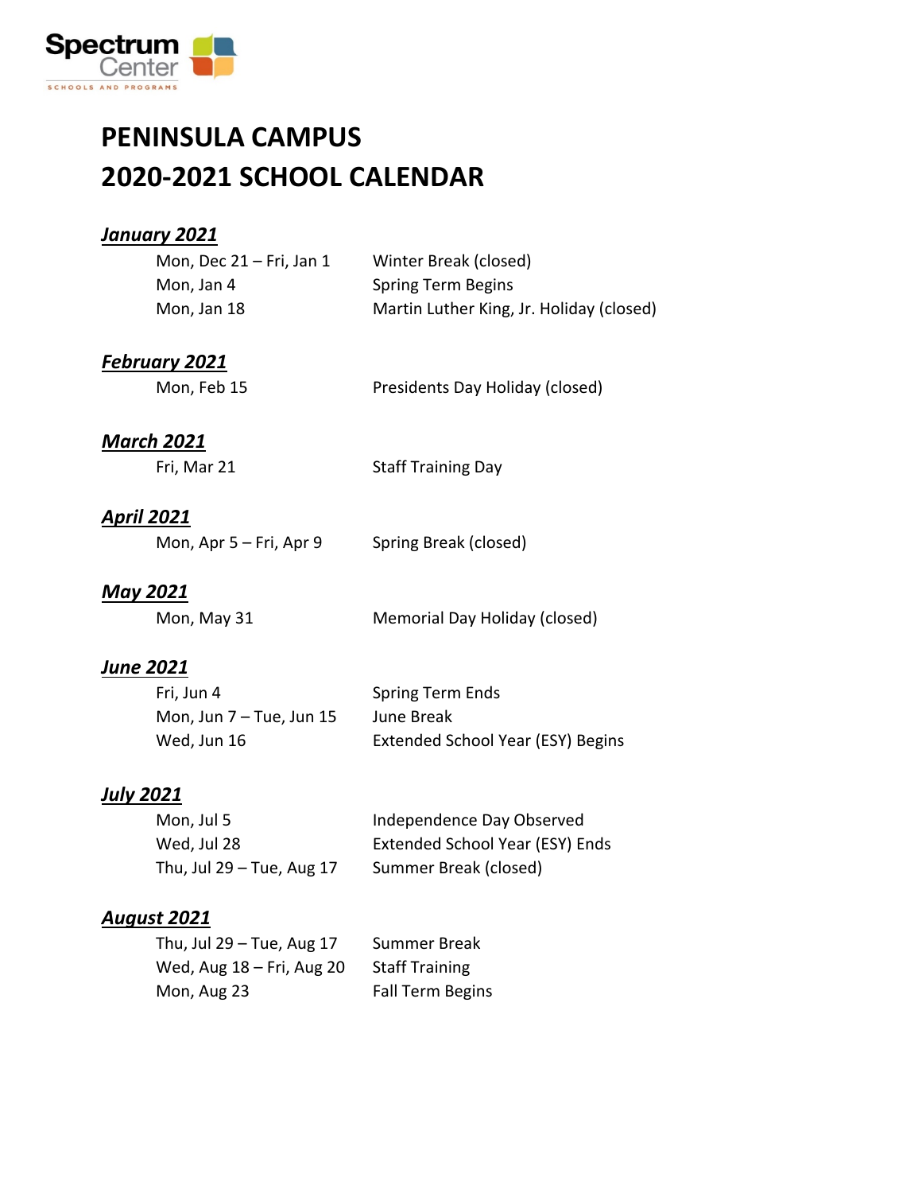Spectrum Center
SCHOOLS AND PROGRAMS

# PENINSULA CAMPUS
# 2020-2021 SCHOOL CALENDAR

***January 2021***

| | |
|---|---|
| Mon, Dec 21 – Fri, Jan 1 | Winter Break (closed) |
| Mon, Jan 4 | Spring Term Begins |
| Mon, Jan 18 | Martin Luther King, Jr. Holiday (closed) |

***February 2021***

| | |
|---|---|
| Mon, Feb 15 | Presidents Day Holiday (closed) |

***March 2021***

| | |
|---|---|
| Fri, Mar 21 | Staff Training Day |

***April 2021***

| | |
|---|---|
| Mon, Apr 5 – Fri, Apr 9 | Spring Break (closed) |

***May 2021***

| | |
|---|---|
| Mon, May 31 | Memorial Day Holiday (closed) |

***June 2021***

| | |
|---|---|
| Fri, Jun 4 | Spring Term Ends |
| Mon, Jun 7 – Tue, Jun 15 | June Break |
| Wed, Jun 16 | Extended School Year (ESY) Begins |

***July 2021***

| | |
|---|---|
| Mon, Jul 5 | Independence Day Observed |
| Wed, Jul 28 | Extended School Year (ESY) Ends |
| Thu, Jul 29 – Tue, Aug 17 | Summer Break (closed) |

***August 2021***

| | |
|---|---|
| Thu, Jul 29 – Tue, Aug 17 | Summer Break |
| Wed, Aug 18 – Fri, Aug 20 | Staff Training |
| Mon, Aug 23 | Fall Term Begins |